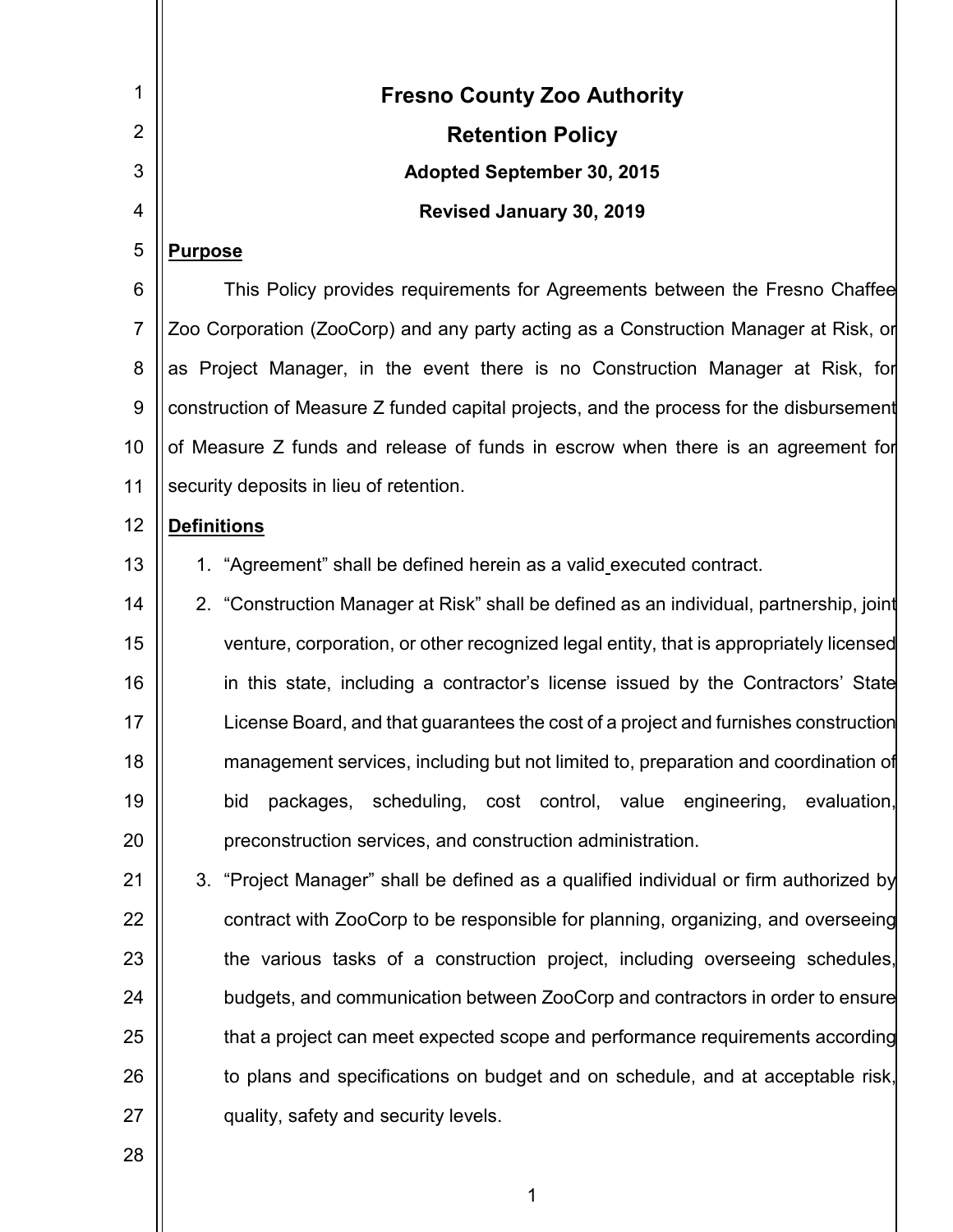# Fresno County Zoo Authority

## Retention Policy

**Adopted September 30, 2015**

**Revised January 30, 2019**

**Purpose**

This Policy provides requirements for Agreements between the Fresno Chaffee Zoo Corporation (ZooCorp) and any party acting as a Construction Manager at Risk, or as Project Manager, in the event there is no Construction Manager at Risk, for construction of Measure Z funded capital projects, and the process for the disbursement of Measure Z funds and release of funds in escrow when there is an agreement for security deposits in lieu of retention.

**Definitions**

1. "Agreement" shall be defined herein as a valid executed contract.
2. "Construction Manager at Risk" shall be defined as an individual, partnership, joint venture, corporation, or other recognized legal entity, that is appropriately licensed in this state, including a contractor's license issued by the Contractors' State License Board, and that guarantees the cost of a project and furnishes construction management services, including but not limited to, preparation and coordination of bid packages, scheduling, cost control, value engineering, evaluation, preconstruction services, and construction administration.
3. "Project Manager" shall be defined as a qualified individual or firm authorized by contract with ZooCorp to be responsible for planning, organizing, and overseeing the various tasks of a construction project, including overseeing schedules, budgets, and communication between ZooCorp and contractors in order to ensure that a project can meet expected scope and performance requirements according to plans and specifications on budget and on schedule, and at acceptable risk, quality, safety and security levels.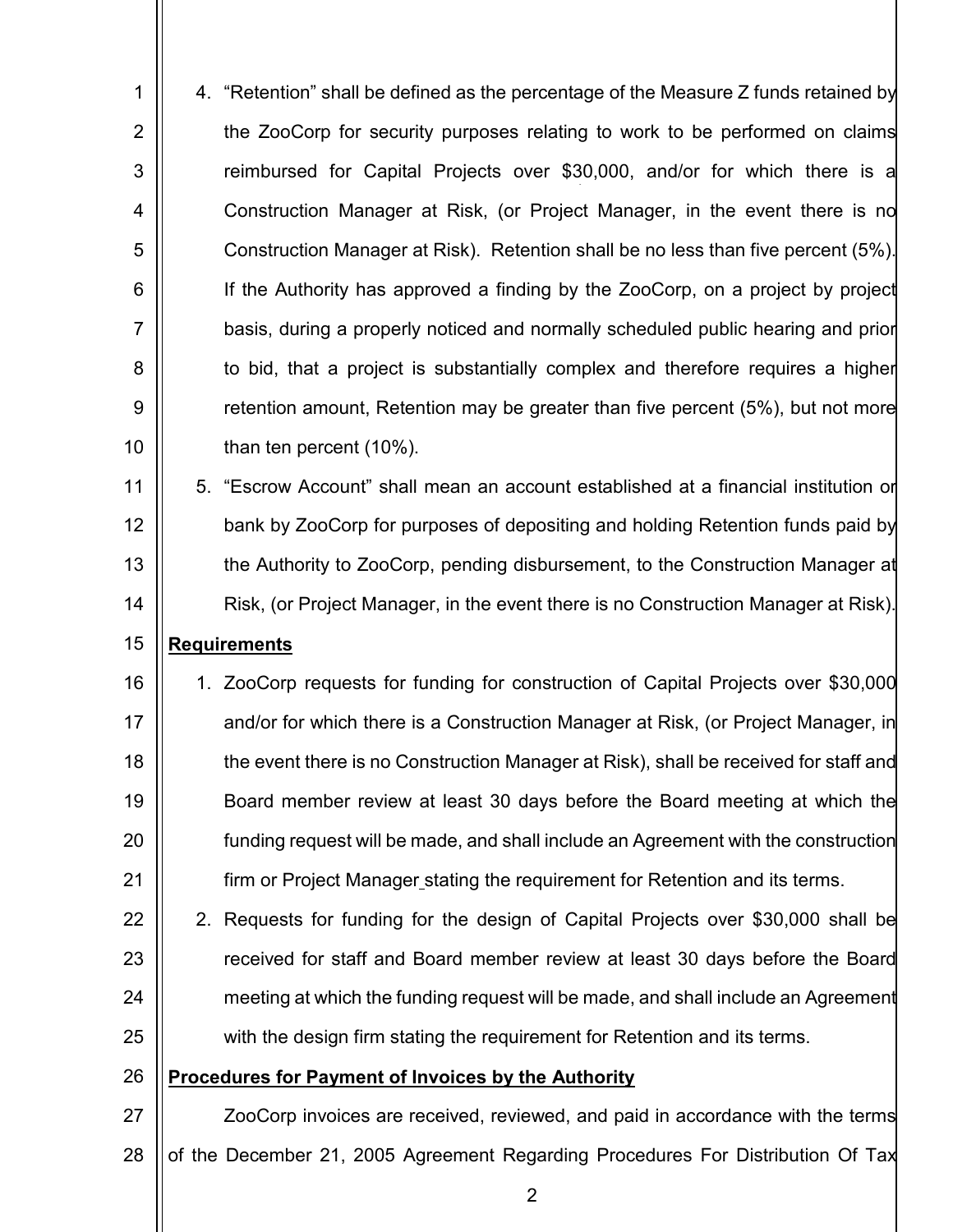4. “Retention” shall be defined as the percentage of the Measure Z funds retained by the ZooCorp for security purposes relating to work to be performed on claims reimbursed for Capital Projects over $30,000, and/or for which there is a Construction Manager at Risk, (or Project Manager, in the event there is no Construction Manager at Risk). Retention shall be no less than five percent (5%). If the Authority has approved a finding by the ZooCorp, on a project by project basis, during a properly noticed and normally scheduled public hearing and prior to bid, that a project is substantially complex and therefore requires a higher retention amount, Retention may be greater than five percent (5%), but not more than ten percent (10%).

5. “Escrow Account” shall mean an account established at a financial institution or bank by ZooCorp for purposes of depositing and holding Retention funds paid by the Authority to ZooCorp, pending disbursement, to the Construction Manager at Risk, (or Project Manager, in the event there is no Construction Manager at Risk).

**Requirements**

1. ZooCorp requests for funding for construction of Capital Projects over $30,000 and/or for which there is a Construction Manager at Risk, (or Project Manager, in the event there is no Construction Manager at Risk), shall be received for staff and Board member review at least 30 days before the Board meeting at which the funding request will be made, and shall include an Agreement with the construction firm or Project Manager stating the requirement for Retention and its terms.

2. Requests for funding for the design of Capital Projects over $30,000 shall be received for staff and Board member review at least 30 days before the Board meeting at which the funding request will be made, and shall include an Agreement with the design firm stating the requirement for Retention and its terms.

**Procedures for Payment of Invoices by the Authority**

ZooCorp invoices are received, reviewed, and paid in accordance with the terms of the December 21, 2005 Agreement Regarding Procedures For Distribution Of Tax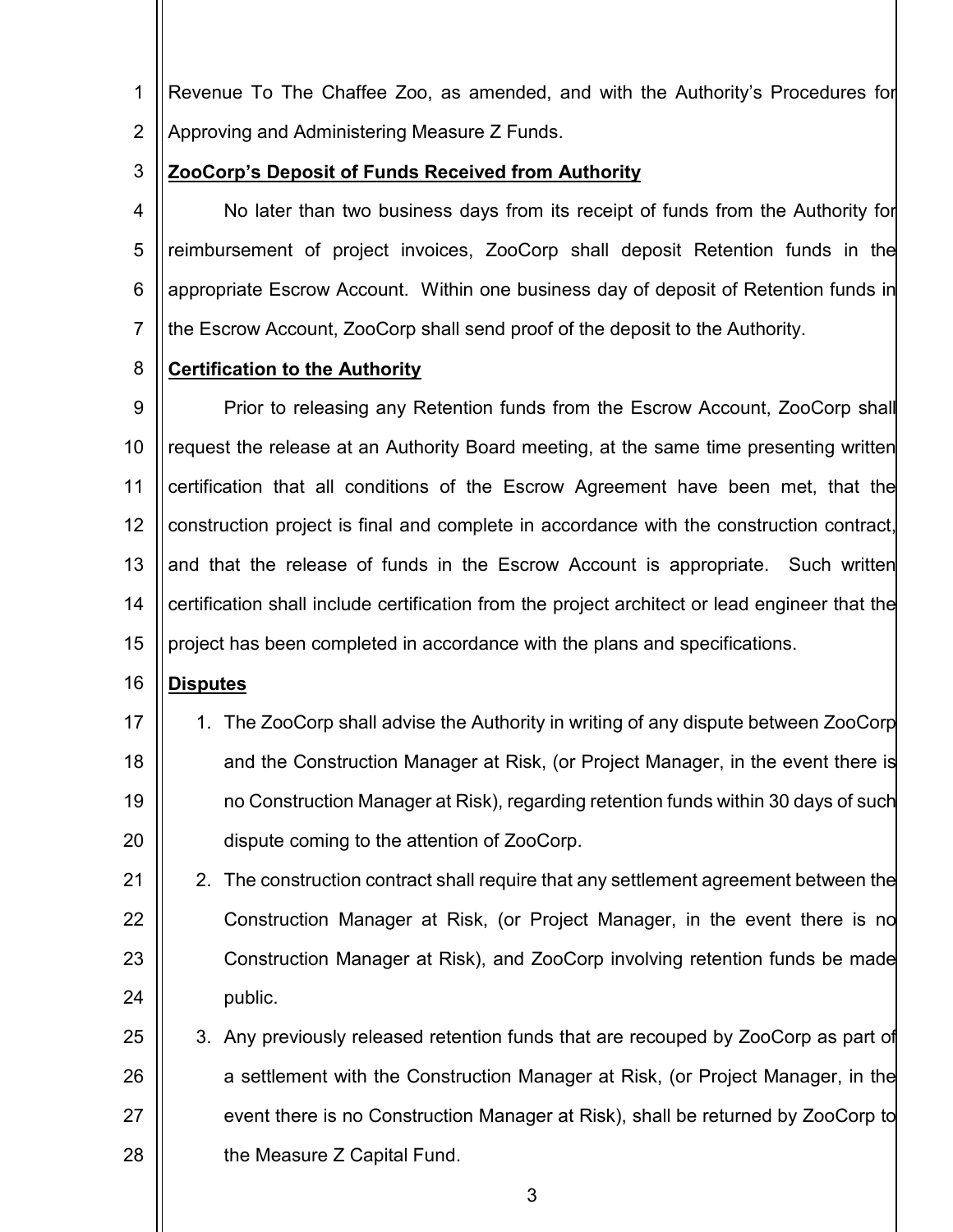Revenue To The Chaffee Zoo, as amended, and with the Authority's Procedures for Approving and Administering Measure Z Funds.

**ZooCorp's Deposit of Funds Received from Authority**

No later than two business days from its receipt of funds from the Authority for reimbursement of project invoices, ZooCorp shall deposit Retention funds in the appropriate Escrow Account. Within one business day of deposit of Retention funds in the Escrow Account, ZooCorp shall send proof of the deposit to the Authority.

**Certification to the Authority**

Prior to releasing any Retention funds from the Escrow Account, ZooCorp shall request the release at an Authority Board meeting, at the same time presenting written certification that all conditions of the Escrow Agreement have been met, that the construction project is final and complete in accordance with the construction contract, and that the release of funds in the Escrow Account is appropriate. Such written certification shall include certification from the project architect or lead engineer that the project has been completed in accordance with the plans and specifications.

**Disputes**

1. The ZooCorp shall advise the Authority in writing of any dispute between ZooCorp and the Construction Manager at Risk, (or Project Manager, in the event there is no Construction Manager at Risk), regarding retention funds within 30 days of such dispute coming to the attention of ZooCorp.
2. The construction contract shall require that any settlement agreement between the Construction Manager at Risk, (or Project Manager, in the event there is no Construction Manager at Risk), and ZooCorp involving retention funds be made public.
3. Any previously released retention funds that are recouped by ZooCorp as part of a settlement with the Construction Manager at Risk, (or Project Manager, in the event there is no Construction Manager at Risk), shall be returned by ZooCorp to the Measure Z Capital Fund.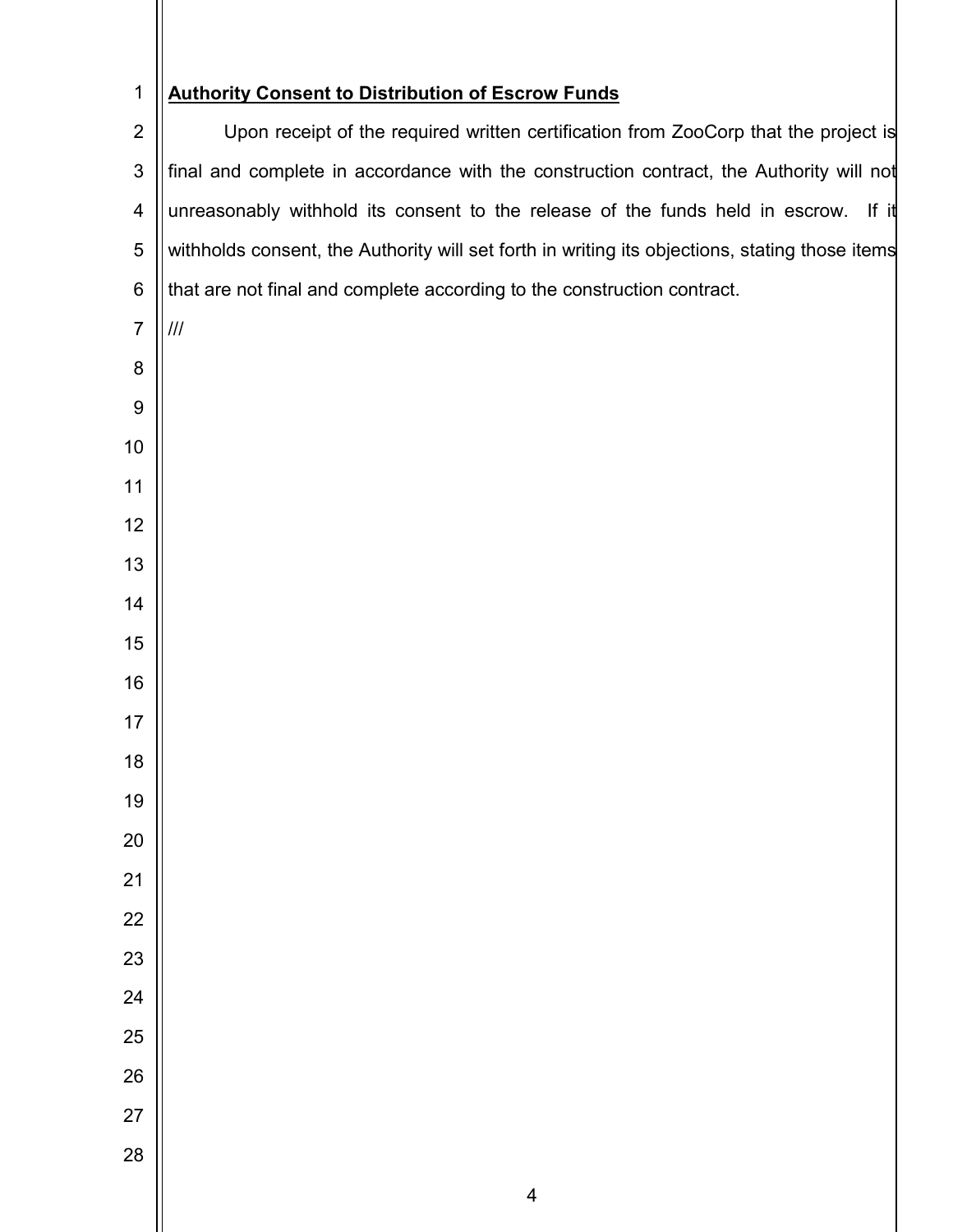**<u>Authority Consent to Distribution of Escrow Funds</u>**

Upon receipt of the required written certification from ZooCorp that the project is final and complete in accordance with the construction contract, the Authority will not unreasonably withhold its consent to the release of the funds held in escrow. If it withholds consent, the Authority will set forth in writing its objections, stating those items that are not final and complete according to the construction contract.

///